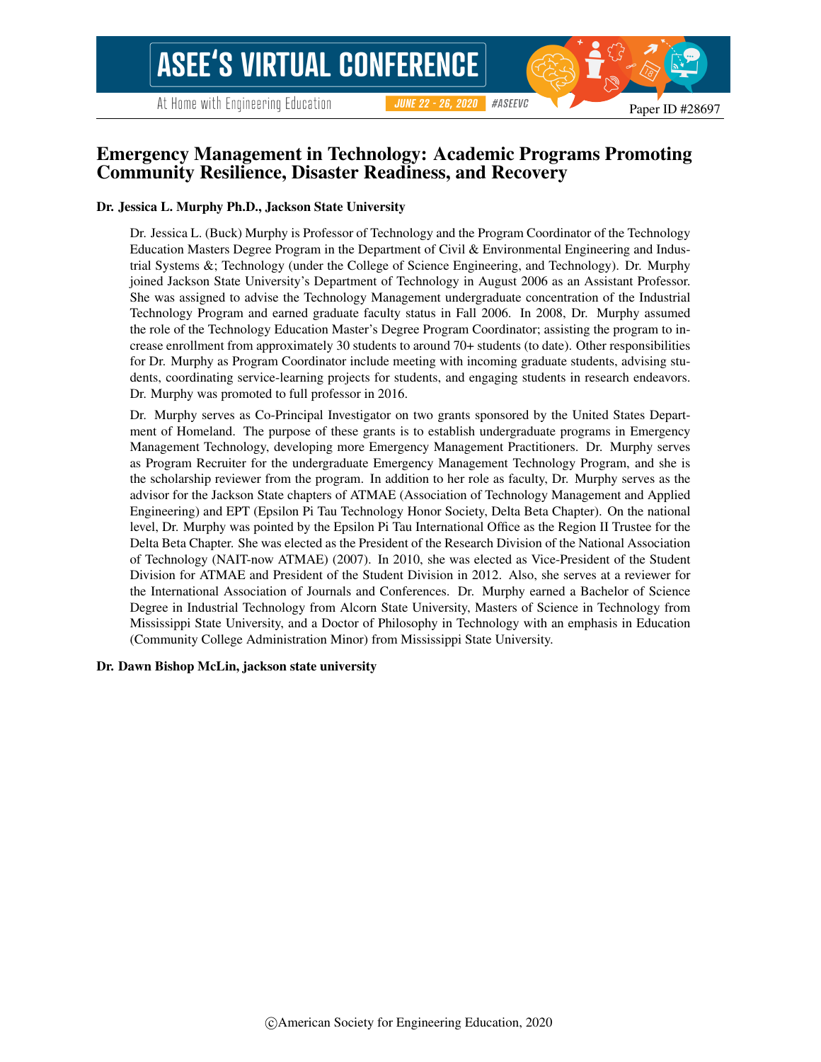Paper ID #28697

# Emergency Management in Technology: Academic Programs Promoting Community Resilience, Disaster Readiness, and Recovery

**Dr. Jessica L. Murphy Ph.D., Jackson State University**

Dr. Jessica L. (Buck) Murphy is Professor of Technology and the Program Coordinator of the Technology Education Masters Degree Program in the Department of Civil & Environmental Engineering and Industrial Systems &; Technology (under the College of Science Engineering, and Technology). Dr. Murphy joined Jackson State University's Department of Technology in August 2006 as an Assistant Professor. She was assigned to advise the Technology Management undergraduate concentration of the Industrial Technology Program and earned graduate faculty status in Fall 2006. In 2008, Dr. Murphy assumed the role of the Technology Education Master's Degree Program Coordinator; assisting the program to increase enrollment from approximately 30 students to around 70+ students (to date). Other responsibilities for Dr. Murphy as Program Coordinator include meeting with incoming graduate students, advising students, coordinating service-learning projects for students, and engaging students in research endeavors. Dr. Murphy was promoted to full professor in 2016.

Dr. Murphy serves as Co-Principal Investigator on two grants sponsored by the United States Department of Homeland. The purpose of these grants is to establish undergraduate programs in Emergency Management Technology, developing more Emergency Management Practitioners. Dr. Murphy serves as Program Recruiter for the undergraduate Emergency Management Technology Program, and she is the scholarship reviewer from the program. In addition to her role as faculty, Dr. Murphy serves as the advisor for the Jackson State chapters of ATMAE (Association of Technology Management and Applied Engineering) and EPT (Epsilon Pi Tau Technology Honor Society, Delta Beta Chapter). On the national level, Dr. Murphy was pointed by the Epsilon Pi Tau International Office as the Region II Trustee for the Delta Beta Chapter. She was elected as the President of the Research Division of the National Association of Technology (NAIT-now ATMAE) (2007). In 2010, she was elected as Vice-President of the Student Division for ATMAE and President of the Student Division in 2012. Also, she serves at a reviewer for the International Association of Journals and Conferences. Dr. Murphy earned a Bachelor of Science Degree in Industrial Technology from Alcorn State University, Masters of Science in Technology from Mississippi State University, and a Doctor of Philosophy in Technology with an emphasis in Education (Community College Administration Minor) from Mississippi State University.

**Dr. Dawn Bishop McLin, jackson state university**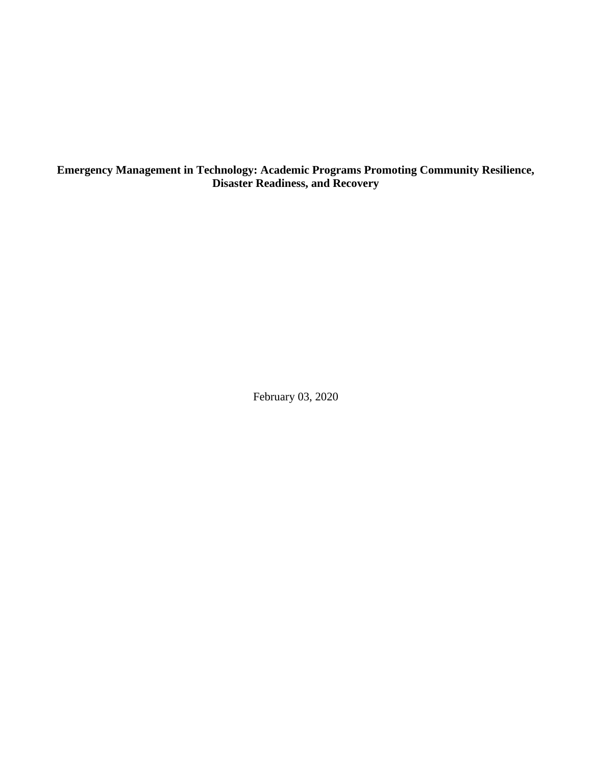**Emergency Management in Technology: Academic Programs Promoting Community Resilience, Disaster Readiness, and Recovery**

February 03, 2020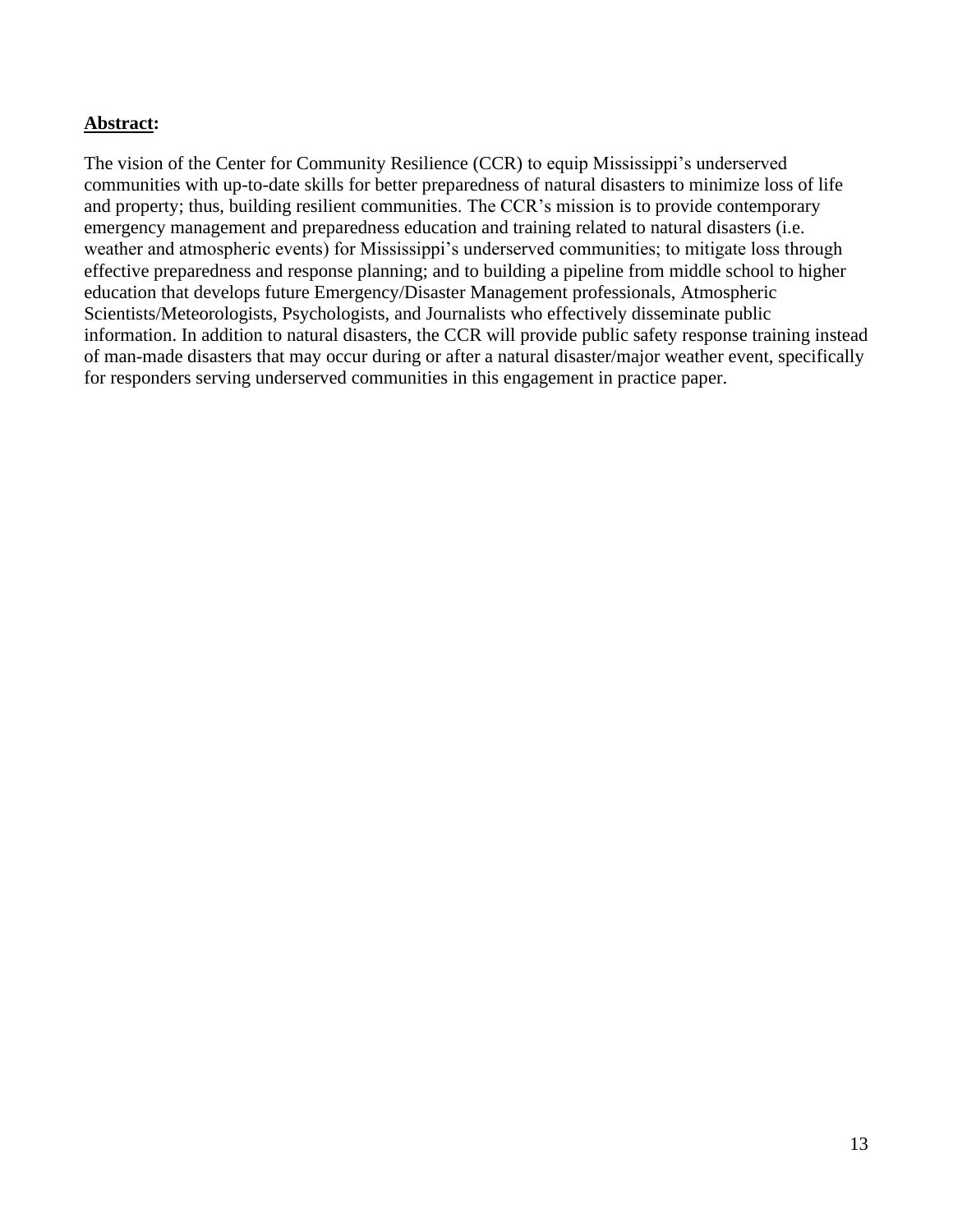**<u>Abstract</u>:**

The vision of the Center for Community Resilience (CCR) to equip Mississippi's underserved communities with up-to-date skills for better preparedness of natural disasters to minimize loss of life and property; thus, building resilient communities. The CCR's mission is to provide contemporary emergency management and preparedness education and training related to natural disasters (i.e. weather and atmospheric events) for Mississippi's underserved communities; to mitigate loss through effective preparedness and response planning; and to building a pipeline from middle school to higher education that develops future Emergency/Disaster Management professionals, Atmospheric Scientists/Meteorologists, Psychologists, and Journalists who effectively disseminate public information. In addition to natural disasters, the CCR will provide public safety response training instead of man-made disasters that may occur during or after a natural disaster/major weather event, specifically for responders serving underserved communities in this engagement in practice paper.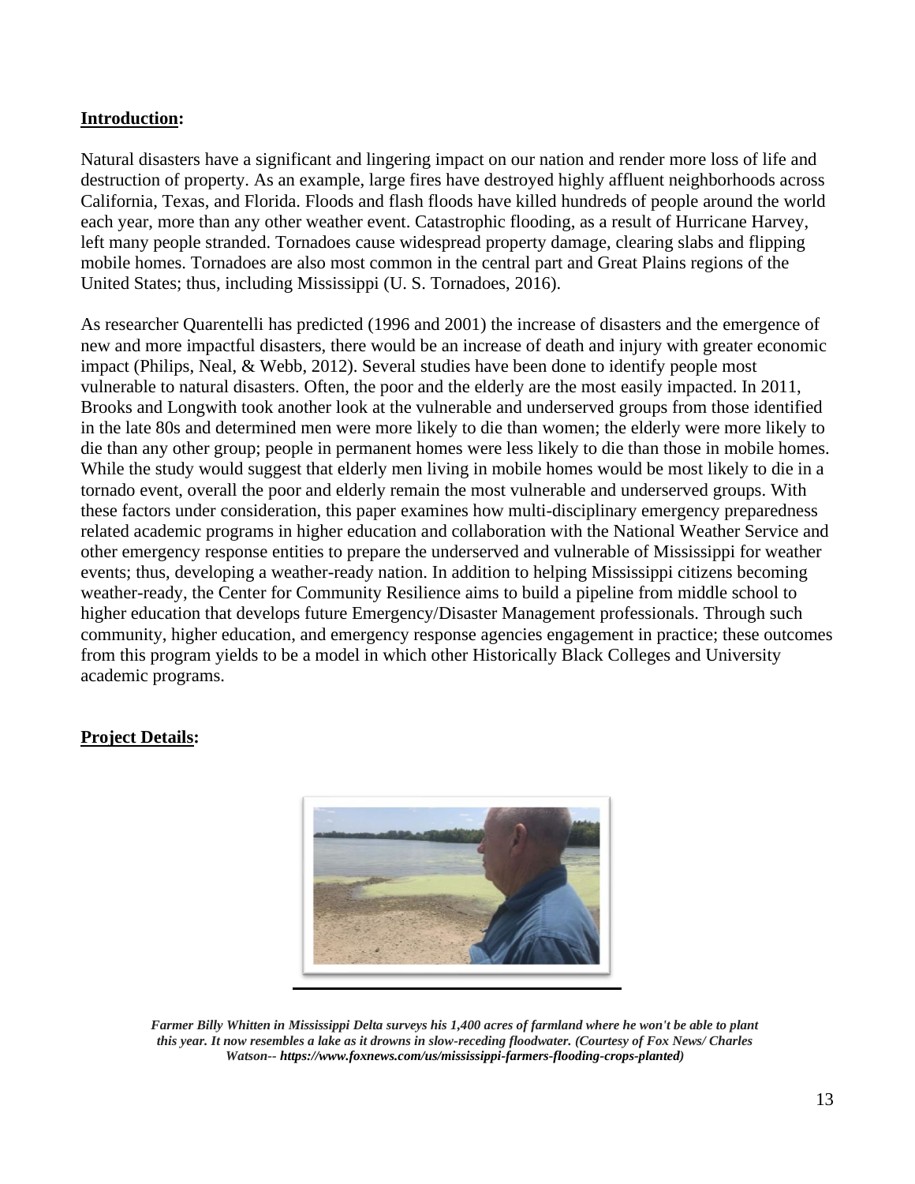**Introduction:**

Natural disasters have a significant and lingering impact on our nation and render more loss of life and destruction of property. As an example, large fires have destroyed highly affluent neighborhoods across California, Texas, and Florida. Floods and flash floods have killed hundreds of people around the world each year, more than any other weather event. Catastrophic flooding, as a result of Hurricane Harvey, left many people stranded. Tornadoes cause widespread property damage, clearing slabs and flipping mobile homes. Tornadoes are also most common in the central part and Great Plains regions of the United States; thus, including Mississippi (U. S. Tornadoes, 2016).

As researcher Quarentelli has predicted (1996 and 2001) the increase of disasters and the emergence of new and more impactful disasters, there would be an increase of death and injury with greater economic impact (Philips, Neal, & Webb, 2012). Several studies have been done to identify people most vulnerable to natural disasters. Often, the poor and the elderly are the most easily impacted. In 2011, Brooks and Longwith took another look at the vulnerable and underserved groups from those identified in the late 80s and determined men were more likely to die than women; the elderly were more likely to die than any other group; people in permanent homes were less likely to die than those in mobile homes. While the study would suggest that elderly men living in mobile homes would be most likely to die in a tornado event, overall the poor and elderly remain the most vulnerable and underserved groups. With these factors under consideration, this paper examines how multi-disciplinary emergency preparedness related academic programs in higher education and collaboration with the National Weather Service and other emergency response entities to prepare the underserved and vulnerable of Mississippi for weather events; thus, developing a weather-ready nation. In addition to helping Mississippi citizens becoming weather-ready, the Center for Community Resilience aims to build a pipeline from middle school to higher education that develops future Emergency/Disaster Management professionals. Through such community, higher education, and emergency response agencies engagement in practice; these outcomes from this program yields to be a model in which other Historically Black Colleges and University academic programs.

**Project Details:**

***Farmer Billy Whitten in Mississippi Delta surveys his 1,400 acres of farmland where he won't be able to plant this year. It now resembles a lake as it drowns in slow-receding floodwater. (Courtesy of Fox News/ Charles Watson-- https://www.foxnews.com/us/mississippi-farmers-flooding-crops-planted)***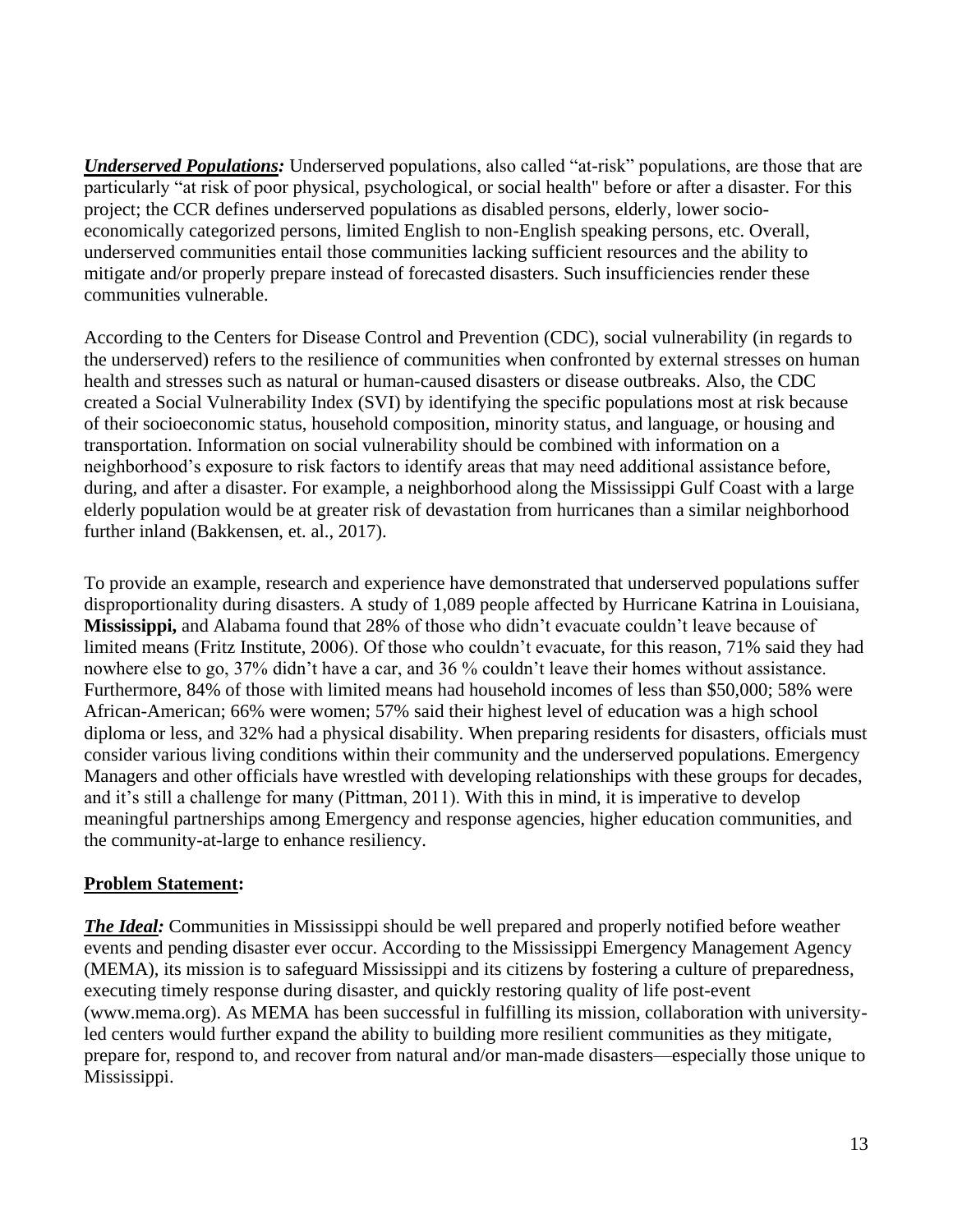***Underserved Populations:*** Underserved populations, also called "at-risk" populations, are those that are particularly "at risk of poor physical, psychological, or social health" before or after a disaster. For this project; the CCR defines underserved populations as disabled persons, elderly, lower socio-economically categorized persons, limited English to non-English speaking persons, etc. Overall, underserved communities entail those communities lacking sufficient resources and the ability to mitigate and/or properly prepare instead of forecasted disasters. Such insufficiencies render these communities vulnerable.

According to the Centers for Disease Control and Prevention (CDC), social vulnerability (in regards to the underserved) refers to the resilience of communities when confronted by external stresses on human health and stresses such as natural or human-caused disasters or disease outbreaks. Also, the CDC created a Social Vulnerability Index (SVI) by identifying the specific populations most at risk because of their socioeconomic status, household composition, minority status, and language, or housing and transportation. Information on social vulnerability should be combined with information on a neighborhood's exposure to risk factors to identify areas that may need additional assistance before, during, and after a disaster. For example, a neighborhood along the Mississippi Gulf Coast with a large elderly population would be at greater risk of devastation from hurricanes than a similar neighborhood further inland (Bakkensen, et. al., 2017).

To provide an example, research and experience have demonstrated that underserved populations suffer disproportionality during disasters. A study of 1,089 people affected by Hurricane Katrina in Louisiana, **Mississippi,** and Alabama found that 28% of those who didn't evacuate couldn't leave because of limited means (Fritz Institute, 2006). Of those who couldn't evacuate, for this reason, 71% said they had nowhere else to go, 37% didn't have a car, and 36 % couldn't leave their homes without assistance. Furthermore, 84% of those with limited means had household incomes of less than $50,000; 58% were African-American; 66% were women; 57% said their highest level of education was a high school diploma or less, and 32% had a physical disability. When preparing residents for disasters, officials must consider various living conditions within their community and the underserved populations. Emergency Managers and other officials have wrestled with developing relationships with these groups for decades, and it's still a challenge for many (Pittman, 2011). With this in mind, it is imperative to develop meaningful partnerships among Emergency and response agencies, higher education communities, and the community-at-large to enhance resiliency.

## Problem Statement:

***The Ideal:*** Communities in Mississippi should be well prepared and properly notified before weather events and pending disaster ever occur. According to the Mississippi Emergency Management Agency (MEMA), its mission is to safeguard Mississippi and its citizens by fostering a culture of preparedness, executing timely response during disaster, and quickly restoring quality of life post-event (www.memа.org). As MEMA has been successful in fulfilling its mission, collaboration with university-led centers would further expand the ability to building more resilient communities as they mitigate, prepare for, respond to, and recover from natural and/or man-made disasters—especially those unique to Mississippi.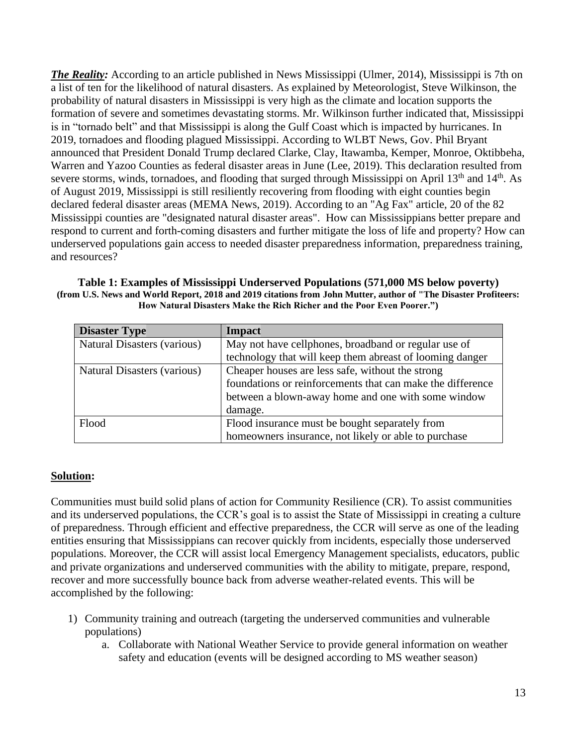***The Reality:*** According to an article published in News Mississippi (Ulmer, 2014), Mississippi is 7th on a list of ten for the likelihood of natural disasters. As explained by Meteorologist, Steve Wilkinson, the probability of natural disasters in Mississippi is very high as the climate and location supports the formation of severe and sometimes devastating storms. Mr. Wilkinson further indicated that, Mississippi is in "tornado belt" and that Mississippi is along the Gulf Coast which is impacted by hurricanes. In 2019, tornadoes and flooding plagued Mississippi. According to WLBT News, Gov. Phil Bryant announced that President Donald Trump declared Clarke, Clay, Itawamba, Kemper, Monroe, Oktibbeha, Warren and Yazoo Counties as federal disaster areas in June (Lee, 2019). This declaration resulted from severe storms, winds, tornadoes, and flooding that surged through Mississippi on April 13th and 14th. As of August 2019, Mississippi is still resiliently recovering from flooding with eight counties begin declared federal disaster areas (MEMA News, 2019). According to an "Ag Fax" article, 20 of the 82 Mississippi counties are "designated natural disaster areas". How can Mississippians better prepare and respond to current and forth-coming disasters and further mitigate the loss of life and property? How can underserved populations gain access to needed disaster preparedness information, preparedness training, and resources?

**Table 1: Examples of Mississippi Underserved Populations (571,000 MS below poverty)**
**(from U.S. News and World Report, 2018 and 2019 citations from John Mutter, author of "The Disaster Profiteers: How Natural Disasters Make the Rich Richer and the Poor Even Poorer.")**

| Disaster Type | Impact |
| --- | --- |
| Natural Disasters (various) | May not have cellphones, broadband or regular use of technology that will keep them abreast of looming danger |
| Natural Disasters (various) | Cheaper houses are less safe, without the strong foundations or reinforcements that can make the difference between a blown-away home and one with some window damage. |
| Flood | Flood insurance must be bought separately from homeowners insurance, not likely or able to purchase |

## Solution:

Communities must build solid plans of action for Community Resilience (CR). To assist communities and its underserved populations, the CCR's goal is to assist the State of Mississippi in creating a culture of preparedness. Through efficient and effective preparedness, the CCR will serve as one of the leading entities ensuring that Mississippians can recover quickly from incidents, especially those underserved populations. Moreover, the CCR will assist local Emergency Management specialists, educators, public and private organizations and underserved communities with the ability to mitigate, prepare, respond, recover and more successfully bounce back from adverse weather-related events. This will be accomplished by the following:

1) Community training and outreach (targeting the underserved communities and vulnerable populations)
    a. Collaborate with National Weather Service to provide general information on weather safety and education (events will be designed according to MS weather season)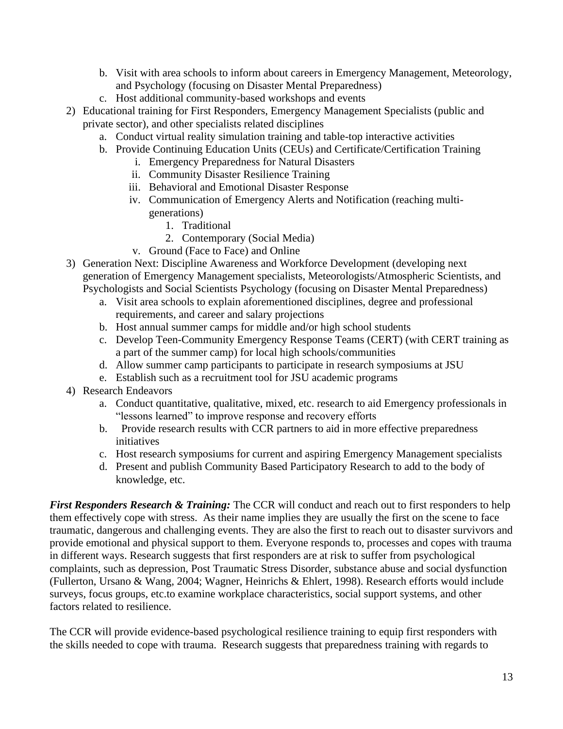b. Visit with area schools to inform about careers in Emergency Management, Meteorology, and Psychology (focusing on Disaster Mental Preparedness)
   c. Host additional community-based workshops and events
2) Educational training for First Responders, Emergency Management Specialists (public and private sector), and other specialists related disciplines
   a. Conduct virtual reality simulation training and table-top interactive activities
   b. Provide Continuing Education Units (CEUs) and Certificate/Certification Training
      i. Emergency Preparedness for Natural Disasters
      ii. Community Disaster Resilience Training
      iii. Behavioral and Emotional Disaster Response
      iv. Communication of Emergency Alerts and Notification (reaching multi-generations)
         1. Traditional
         2. Contemporary (Social Media)
      v. Ground (Face to Face) and Online
3) Generation Next: Discipline Awareness and Workforce Development (developing next generation of Emergency Management specialists, Meteorologists/Atmospheric Scientists, and Psychologists and Social Scientists Psychology (focusing on Disaster Mental Preparedness)
   a. Visit area schools to explain aforementioned disciplines, degree and professional requirements, and career and salary projections
   b. Host annual summer camps for middle and/or high school students
   c. Develop Teen-Community Emergency Response Teams (CERT) (with CERT training as a part of the summer camp) for local high schools/communities
   d. Allow summer camp participants to participate in research symposiums at JSU
   e. Establish such as a recruitment tool for JSU academic programs
4) Research Endeavors
   a. Conduct quantitative, qualitative, mixed, etc. research to aid Emergency professionals in "lessons learned" to improve response and recovery efforts
   b. Provide research results with CCR partners to aid in more effective preparedness initiatives
   c. Host research symposiums for current and aspiring Emergency Management specialists
   d. Present and publish Community Based Participatory Research to add to the body of knowledge, etc.

***First Responders Research & Training:*** The CCR will conduct and reach out to first responders to help them effectively cope with stress. As their name implies they are usually the first on the scene to face traumatic, dangerous and challenging events. They are also the first to reach out to disaster survivors and provide emotional and physical support to them. Everyone responds to, processes and copes with trauma in different ways. Research suggests that first responders are at risk to suffer from psychological complaints, such as depression, Post Traumatic Stress Disorder, substance abuse and social dysfunction (Fullerton, Ursano & Wang, 2004; Wagner, Heinrichs & Ehlert, 1998). Research efforts would include surveys, focus groups, etc.to examine workplace characteristics, social support systems, and other factors related to resilience.

The CCR will provide evidence-based psychological resilience training to equip first responders with the skills needed to cope with trauma. Research suggests that preparedness training with regards to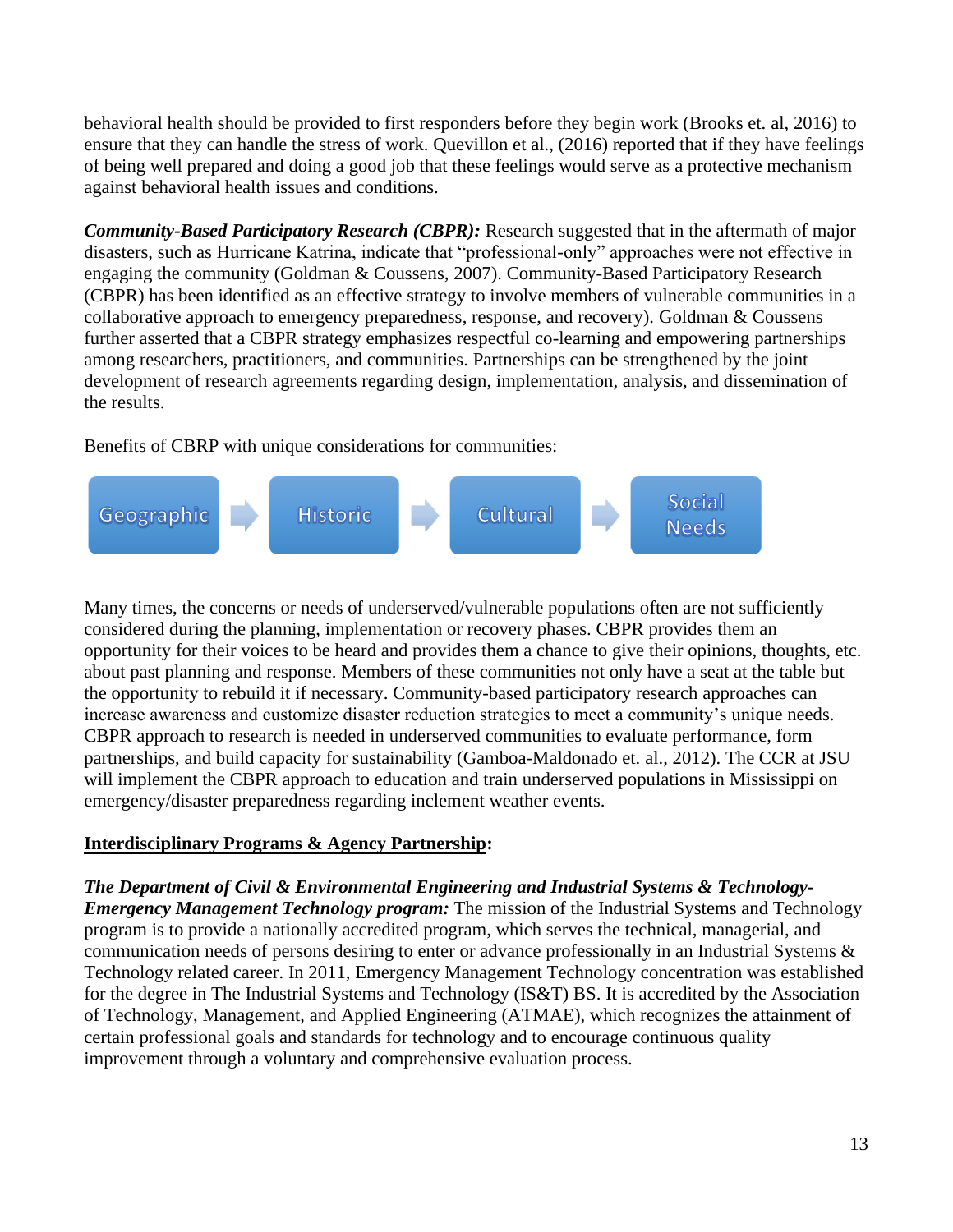behavioral health should be provided to first responders before they begin work (Brooks et. al, 2016) to ensure that they can handle the stress of work. Quevillon et al., (2016) reported that if they have feelings of being well prepared and doing a good job that these feelings would serve as a protective mechanism against behavioral health issues and conditions.

***Community-Based Participatory Research (CBPR):*** Research suggested that in the aftermath of major disasters, such as Hurricane Katrina, indicate that "professional-only" approaches were not effective in engaging the community (Goldman & Coussens, 2007). Community-Based Participatory Research (CBPR) has been identified as an effective strategy to involve members of vulnerable communities in a collaborative approach to emergency preparedness, response, and recovery). Goldman & Coussens further asserted that a CBPR strategy emphasizes respectful co-learning and empowering partnerships among researchers, practitioners, and communities. Partnerships can be strengthened by the joint development of research agreements regarding design, implementation, analysis, and dissemination of the results.

Benefits of CBRP with unique considerations for communities:

Geographic → Historic → Cultural → Social Needs

Many times, the concerns or needs of underserved/vulnerable populations often are not sufficiently considered during the planning, implementation or recovery phases. CBPR provides them an opportunity for their voices to be heard and provides them a chance to give their opinions, thoughts, etc. about past planning and response. Members of these communities not only have a seat at the table but the opportunity to rebuild it if necessary. Community-based participatory research approaches can increase awareness and customize disaster reduction strategies to meet a community's unique needs. CBPR approach to research is needed in underserved communities to evaluate performance, form partnerships, and build capacity for sustainability (Gamboa-Maldonado et. al., 2012). The CCR at JSU will implement the CBPR approach to education and train underserved populations in Mississippi on emergency/disaster preparedness regarding inclement weather events.

**<u>Interdisciplinary Programs & Agency Partnership</u>:**

***The Department of Civil & Environmental Engineering and Industrial Systems & Technology-Emergency Management Technology program:*** The mission of the Industrial Systems and Technology program is to provide a nationally accredited program, which serves the technical, managerial, and communication needs of persons desiring to enter or advance professionally in an Industrial Systems & Technology related career. In 2011, Emergency Management Technology concentration was established for the degree in The Industrial Systems and Technology (IS&T) BS. It is accredited by the Association of Technology, Management, and Applied Engineering (ATMAE), which recognizes the attainment of certain professional goals and standards for technology and to encourage continuous quality improvement through a voluntary and comprehensive evaluation process.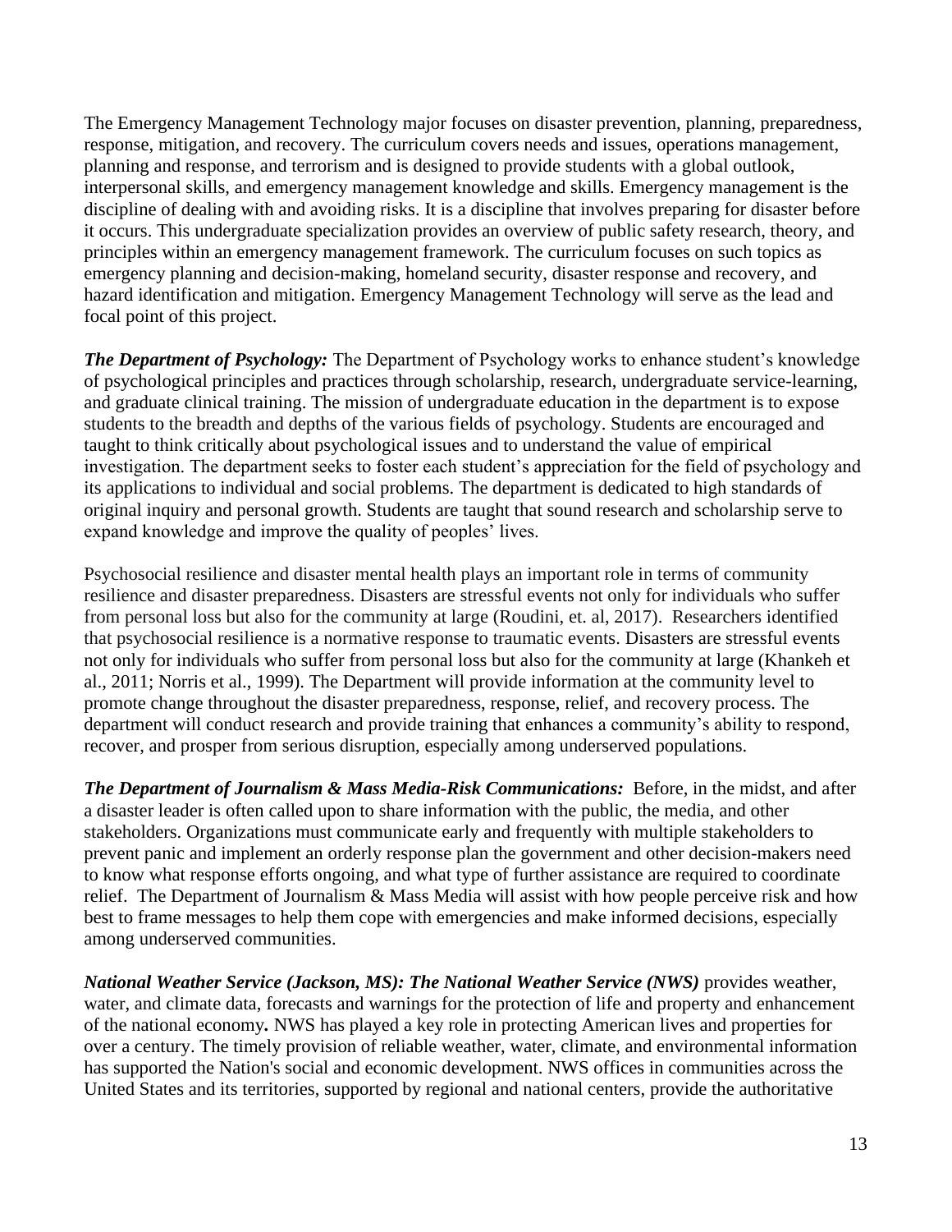The Emergency Management Technology major focuses on disaster prevention, planning, preparedness, response, mitigation, and recovery. The curriculum covers needs and issues, operations management, planning and response, and terrorism and is designed to provide students with a global outlook, interpersonal skills, and emergency management knowledge and skills. Emergency management is the discipline of dealing with and avoiding risks. It is a discipline that involves preparing for disaster before it occurs. This undergraduate specialization provides an overview of public safety research, theory, and principles within an emergency management framework. The curriculum focuses on such topics as emergency planning and decision-making, homeland security, disaster response and recovery, and hazard identification and mitigation. Emergency Management Technology will serve as the lead and focal point of this project.

***The Department of Psychology:*** The Department of Psychology works to enhance student's knowledge of psychological principles and practices through scholarship, research, undergraduate service-learning, and graduate clinical training. The mission of undergraduate education in the department is to expose students to the breadth and depths of the various fields of psychology. Students are encouraged and taught to think critically about psychological issues and to understand the value of empirical investigation. The department seeks to foster each student's appreciation for the field of psychology and its applications to individual and social problems. The department is dedicated to high standards of original inquiry and personal growth. Students are taught that sound research and scholarship serve to expand knowledge and improve the quality of peoples' lives.

Psychosocial resilience and disaster mental health plays an important role in terms of community resilience and disaster preparedness. Disasters are stressful events not only for individuals who suffer from personal loss but also for the community at large (Roudini, et. al, 2017). Researchers identified that psychosocial resilience is a normative response to traumatic events. Disasters are stressful events not only for individuals who suffer from personal loss but also for the community at large (Khankeh et al., 2011; Norris et al., 1999). The Department will provide information at the community level to promote change throughout the disaster preparedness, response, relief, and recovery process. The department will conduct research and provide training that enhances a community's ability to respond, recover, and prosper from serious disruption, especially among underserved populations.

***The Department of Journalism & Mass Media-Risk Communications:*** Before, in the midst, and after a disaster leader is often called upon to share information with the public, the media, and other stakeholders. Organizations must communicate early and frequently with multiple stakeholders to prevent panic and implement an orderly response plan the government and other decision-makers need to know what response efforts ongoing, and what type of further assistance are required to coordinate relief. The Department of Journalism & Mass Media will assist with how people perceive risk and how best to frame messages to help them cope with emergencies and make informed decisions, especially among underserved communities.

***National Weather Service (Jackson, MS): The National Weather Service (NWS)*** provides weather, water, and climate data, forecasts and warnings for the protection of life and property and enhancement of the national economy**.** NWS has played a key role in protecting American lives and properties for over a century. The timely provision of reliable weather, water, climate, and environmental information has supported the Nation's social and economic development. NWS offices in communities across the United States and its territories, supported by regional and national centers, provide the authoritative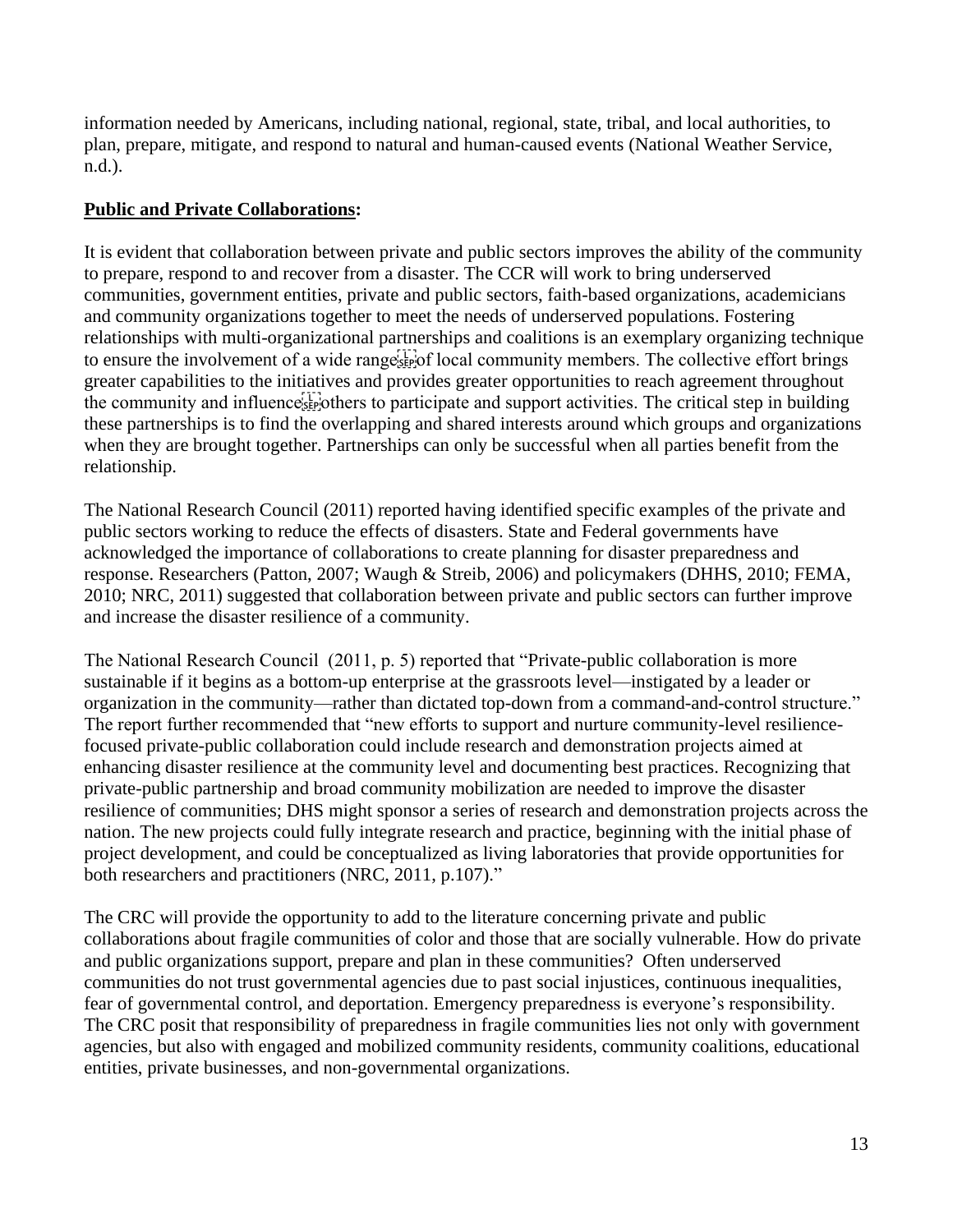information needed by Americans, including national, regional, state, tribal, and local authorities, to plan, prepare, mitigate, and respond to natural and human-caused events (National Weather Service, n.d.).

**Public and Private Collaborations:**

It is evident that collaboration between private and public sectors improves the ability of the community to prepare, respond to and recover from a disaster. The CCR will work to bring underserved communities, government entities, private and public sectors, faith-based organizations, academicians and community organizations together to meet the needs of underserved populations. Fostering relationships with multi-organizational partnerships and coalitions is an exemplary organizing technique to ensure the involvement of a wide range of local community members. The collective effort brings greater capabilities to the initiatives and provides greater opportunities to reach agreement throughout the community and influence others to participate and support activities. The critical step in building these partnerships is to find the overlapping and shared interests around which groups and organizations when they are brought together. Partnerships can only be successful when all parties benefit from the relationship.

The National Research Council (2011) reported having identified specific examples of the private and public sectors working to reduce the effects of disasters. State and Federal governments have acknowledged the importance of collaborations to create planning for disaster preparedness and response. Researchers (Patton, 2007; Waugh & Streib, 2006) and policymakers (DHHS, 2010; FEMA, 2010; NRC, 2011) suggested that collaboration between private and public sectors can further improve and increase the disaster resilience of a community.

The National Research Council (2011, p. 5) reported that "Private-public collaboration is more sustainable if it begins as a bottom-up enterprise at the grassroots level—instigated by a leader or organization in the community—rather than dictated top-down from a command-and-control structure." The report further recommended that "new efforts to support and nurture community-level resilience-focused private-public collaboration could include research and demonstration projects aimed at enhancing disaster resilience at the community level and documenting best practices. Recognizing that private-public partnership and broad community mobilization are needed to improve the disaster resilience of communities; DHS might sponsor a series of research and demonstration projects across the nation. The new projects could fully integrate research and practice, beginning with the initial phase of project development, and could be conceptualized as living laboratories that provide opportunities for both researchers and practitioners (NRC, 2011, p.107)."

The CRC will provide the opportunity to add to the literature concerning private and public collaborations about fragile communities of color and those that are socially vulnerable. How do private and public organizations support, prepare and plan in these communities? Often underserved communities do not trust governmental agencies due to past social injustices, continuous inequalities, fear of governmental control, and deportation. Emergency preparedness is everyone's responsibility. The CRC posit that responsibility of preparedness in fragile communities lies not only with government agencies, but also with engaged and mobilized community residents, community coalitions, educational entities, private businesses, and non-governmental organizations.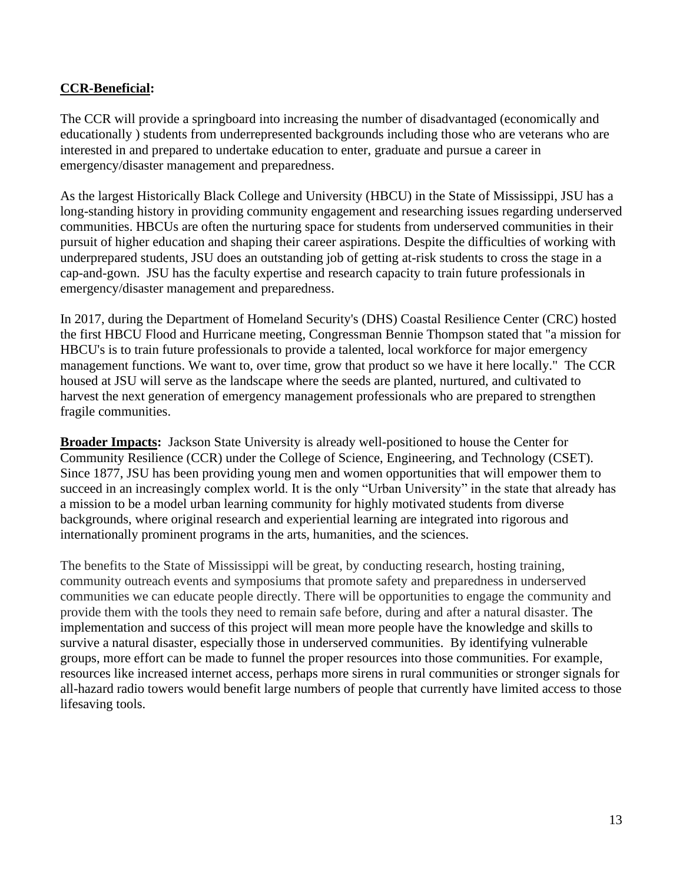**CCR-Beneficial:**

The CCR will provide a springboard into increasing the number of disadvantaged (economically and educationally ) students from underrepresented backgrounds including those who are veterans who are interested in and prepared to undertake education to enter, graduate and pursue a career in emergency/disaster management and preparedness.

As the largest Historically Black College and University (HBCU) in the State of Mississippi, JSU has a long-standing history in providing community engagement and researching issues regarding underserved communities. HBCUs are often the nurturing space for students from underserved communities in their pursuit of higher education and shaping their career aspirations. Despite the difficulties of working with underprepared students, JSU does an outstanding job of getting at-risk students to cross the stage in a cap-and-gown. JSU has the faculty expertise and research capacity to train future professionals in emergency/disaster management and preparedness.

In 2017, during the Department of Homeland Security's (DHS) Coastal Resilience Center (CRC) hosted the first HBCU Flood and Hurricane meeting, Congressman Bennie Thompson stated that "a mission for HBCU's is to train future professionals to provide a talented, local workforce for major emergency management functions. We want to, over time, grow that product so we have it here locally." The CCR housed at JSU will serve as the landscape where the seeds are planted, nurtured, and cultivated to harvest the next generation of emergency management professionals who are prepared to strengthen fragile communities.

**Broader Impacts:** Jackson State University is already well-positioned to house the Center for Community Resilience (CCR) under the College of Science, Engineering, and Technology (CSET). Since 1877, JSU has been providing young men and women opportunities that will empower them to succeed in an increasingly complex world. It is the only "Urban University" in the state that already has a mission to be a model urban learning community for highly motivated students from diverse backgrounds, where original research and experiential learning are integrated into rigorous and internationally prominent programs in the arts, humanities, and the sciences.

The benefits to the State of Mississippi will be great, by conducting research, hosting training, community outreach events and symposiums that promote safety and preparedness in underserved communities we can educate people directly. There will be opportunities to engage the community and provide them with the tools they need to remain safe before, during and after a natural disaster. The implementation and success of this project will mean more people have the knowledge and skills to survive a natural disaster, especially those in underserved communities. By identifying vulnerable groups, more effort can be made to funnel the proper resources into those communities. For example, resources like increased internet access, perhaps more sirens in rural communities or stronger signals for all-hazard radio towers would benefit large numbers of people that currently have limited access to those lifesaving tools.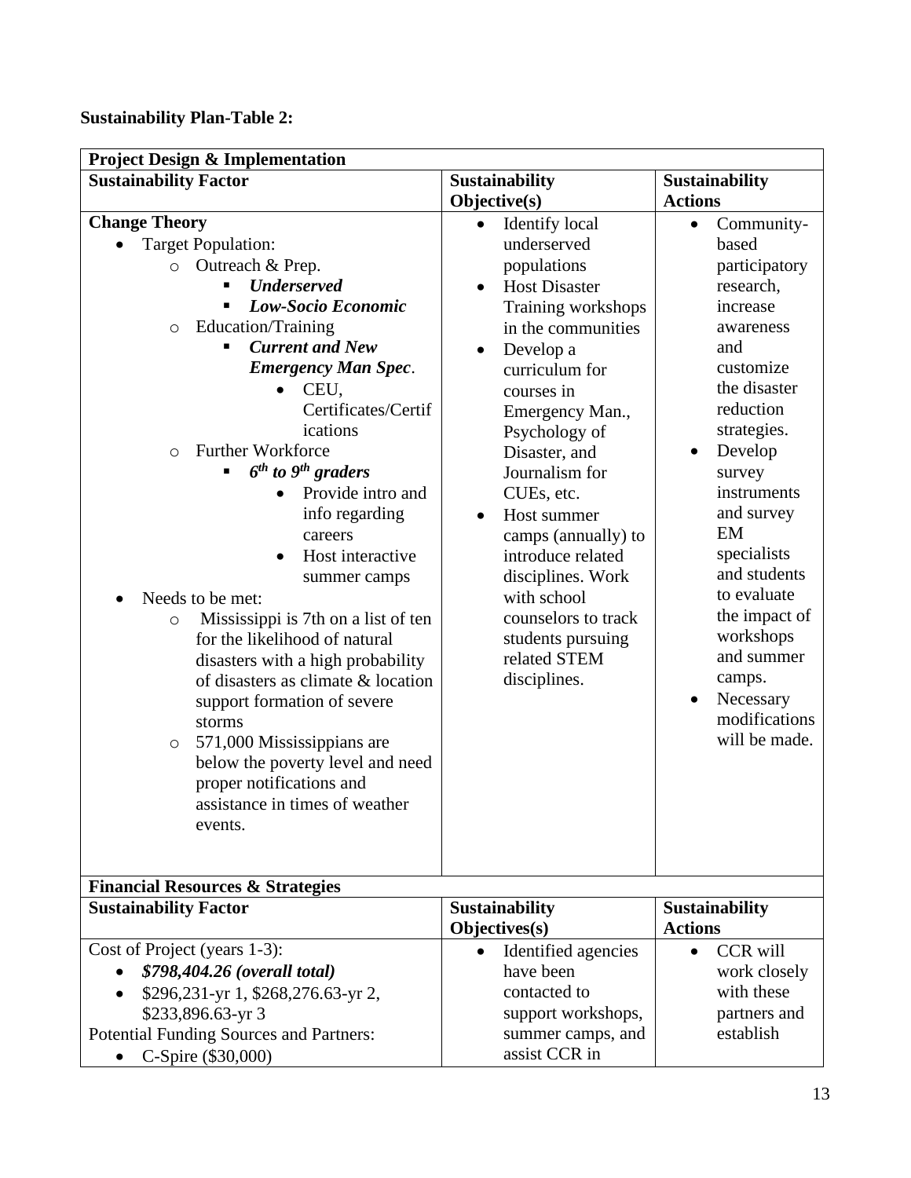**Sustainability Plan-Table 2:**

| **Project Design & Implementation** | | |
|---|---|---|
| **Sustainability Factor** | **Sustainability Objective(s)** | **Sustainability Actions** |
| **Change Theory**<br>• Target Population:<br>  ○ Outreach & Prep.<br>    ▪ ***Underserved***<br>    ▪ ***Low-Socio Economic***<br>  ○ Education/Training<br>    ▪ ***Current and New Emergency Man Spec***.<br>      • CEU, Certificates/Certifications<br>  ○ Further Workforce<br>    ▪ ***6th to 9th graders***<br>      • Provide intro and info regarding careers<br>      • Host interactive summer camps<br>• Needs to be met:<br>  ○ Mississippi is 7th on a list of ten for the likelihood of natural disasters with a high probability of disasters as climate & location support formation of severe storms<br>  ○ 571,000 Mississippians are below the poverty level and need proper notifications and assistance in times of weather events. | • Identify local underserved populations<br>• Host Disaster Training workshops in the communities<br>• Develop a curriculum for courses in Emergency Man., Psychology of Disaster, and Journalism for CUEs, etc.<br>• Host summer camps (annually) to introduce related disciplines. Work with school counselors to track students pursuing related STEM disciplines. | • Community-based participatory research, increase awareness and customize the disaster reduction strategies.<br>• Develop survey instruments and survey EM specialists and students to evaluate the impact of workshops and summer camps.<br>• Necessary modifications will be made. |
| **Financial Resources & Strategies** | | |
| **Sustainability Factor** | **Sustainability Objectives(s)** | **Sustainability Actions** |
| Cost of Project (years 1-3):<br>• ***$798,404.26 (overall total)***<br>• $296,231-yr 1, $268,276.63-yr 2, $233,896.63-yr 3<br>Potential Funding Sources and Partners:<br>• C-Spire ($30,000) | • Identified agencies have been contacted to support workshops, summer camps, and assist CCR in | • CCR will work closely with these partners and establish |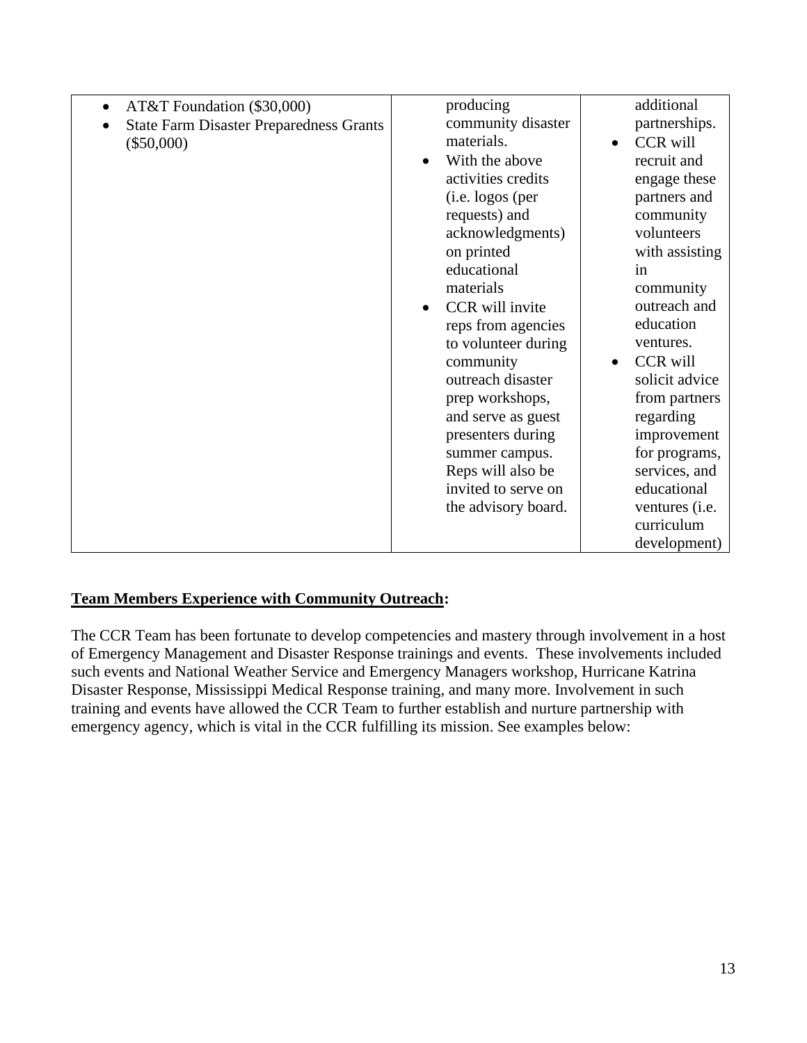| | | |
|---|---|---|
| • AT&T Foundation ($30,000)<br>• State Farm Disaster Preparedness Grants ($50,000) | producing community disaster materials.<br>• With the above activities credits (i.e. logos (per requests) and acknowledgments) on printed educational materials<br>• CCR will invite reps from agencies to volunteer during community outreach disaster prep workshops, and serve as guest presenters during summer campus. Reps will also be invited to serve on the advisory board. | additional partnerships.<br>• CCR will recruit and engage these partners and community volunteers with assisting in community outreach and education ventures.<br>• CCR will solicit advice from partners regarding improvement for programs, services, and educational ventures (i.e. curriculum development) |

**<u>Team Members Experience with Community Outreach</u>:**

The CCR Team has been fortunate to develop competencies and mastery through involvement in a host of Emergency Management and Disaster Response trainings and events. These involvements included such events and National Weather Service and Emergency Managers workshop, Hurricane Katrina Disaster Response, Mississippi Medical Response training, and many more. Involvement in such training and events have allowed the CCR Team to further establish and nurture partnership with emergency agency, which is vital in the CCR fulfilling its mission. See examples below: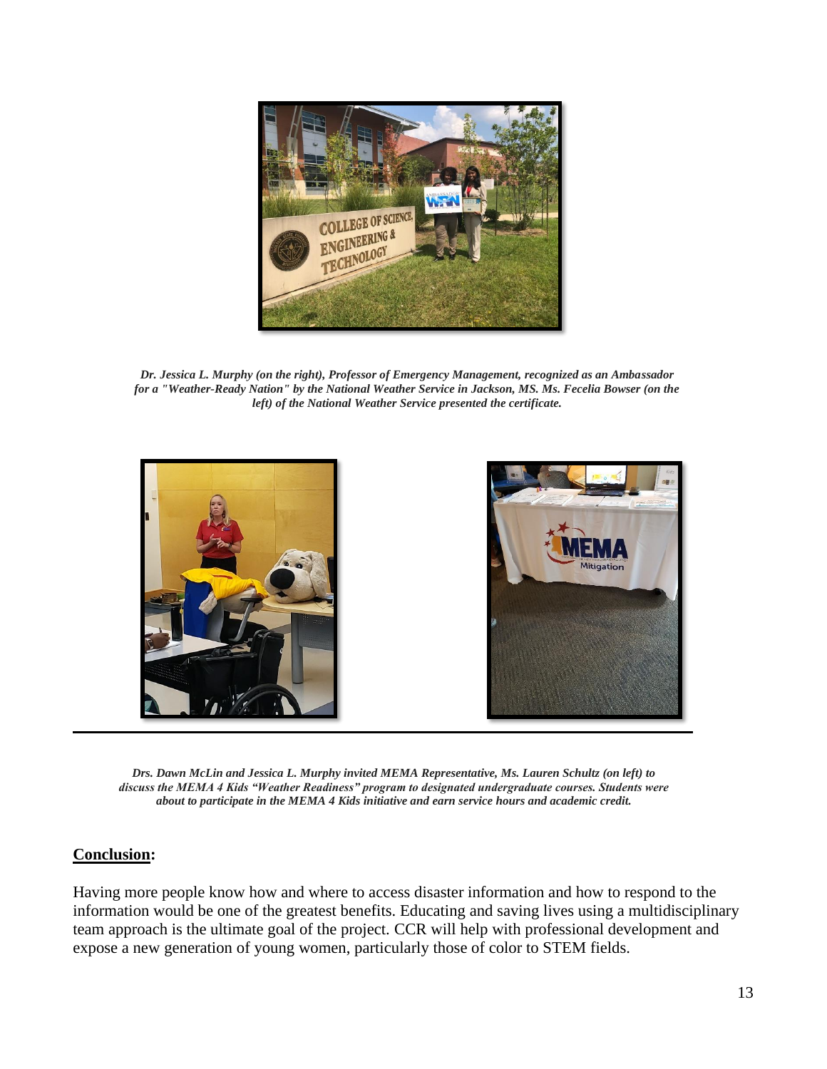*Dr. Jessica L. Murphy (on the right), Professor of Emergency Management, recognized as an Ambassador for a "Weather-Ready Nation" by the National Weather Service in Jackson, MS. Ms. Fecelia Bowser (on the left) of the National Weather Service presented the certificate.*

*Drs. Dawn McLin and Jessica L. Murphy invited MEMA Representative, Ms. Lauren Schultz (on left) to discuss the MEMA 4 Kids "Weather Readiness" program to designated undergraduate courses. Students were about to participate in the MEMA 4 Kids initiative and earn service hours and academic credit.*

**Conclusion:**

Having more people know how and where to access disaster information and how to respond to the information would be one of the greatest benefits. Educating and saving lives using a multidisciplinary team approach is the ultimate goal of the project. CCR will help with professional development and expose a new generation of young women, particularly those of color to STEM fields.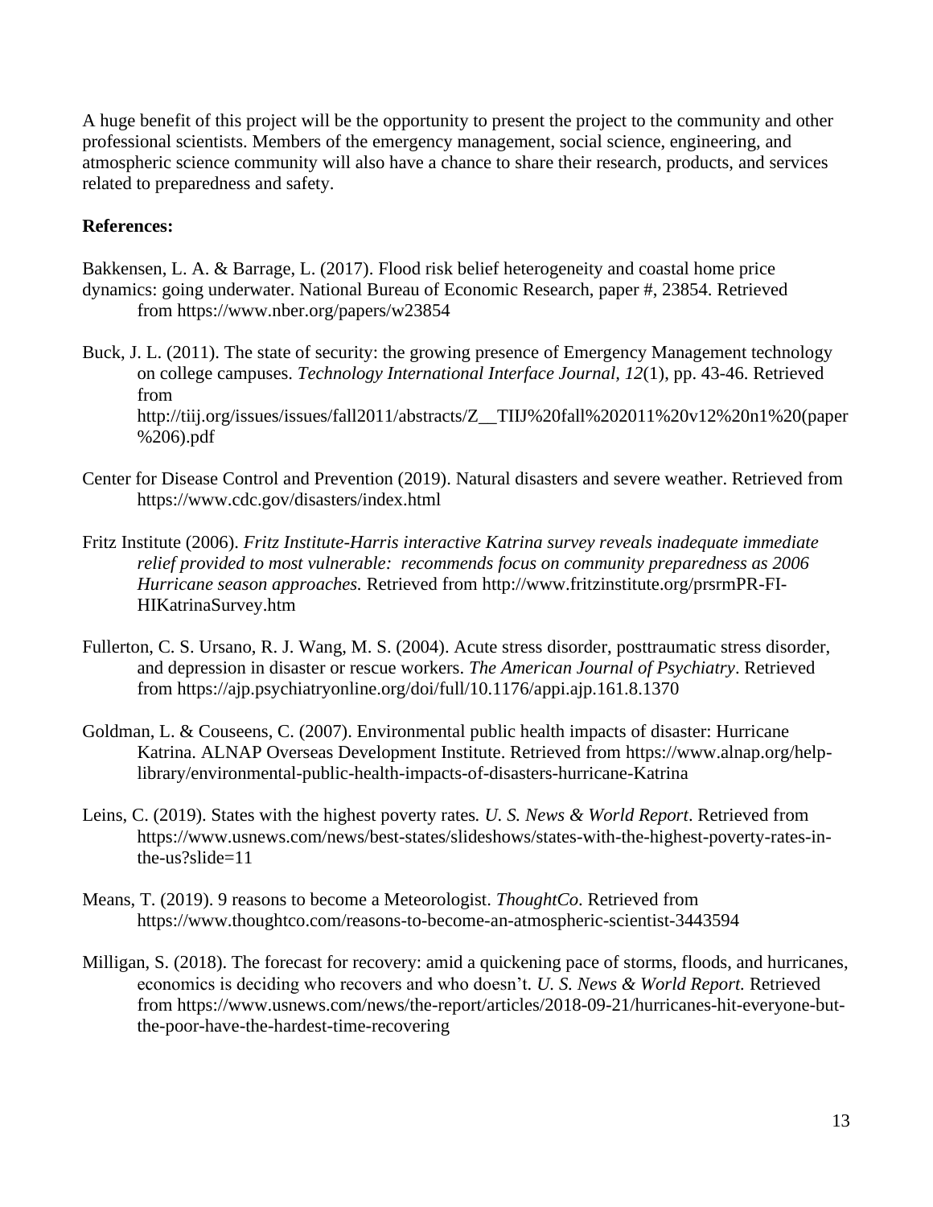A huge benefit of this project will be the opportunity to present the project to the community and other professional scientists. Members of the emergency management, social science, engineering, and atmospheric science community will also have a chance to share their research, products, and services related to preparedness and safety.

**References:**

Bakkensen, L. A. & Barrage, L. (2017). Flood risk belief heterogeneity and coastal home price dynamics: going underwater. National Bureau of Economic Research, paper #, 23854. Retrieved from https://www.nber.org/papers/w23854

Buck, J. L. (2011). The state of security: the growing presence of Emergency Management technology on college campuses. *Technology International Interface Journal, 12*(1), pp. 43-46. Retrieved from http://tiij.org/issues/issues/fall2011/abstracts/Z__TIIJ%20fall%202011%20v12%20n1%20(paper%206).pdf

Center for Disease Control and Prevention (2019). Natural disasters and severe weather. Retrieved from https://www.cdc.gov/disasters/index.html

Fritz Institute (2006). *Fritz Institute-Harris interactive Katrina survey reveals inadequate immediate relief provided to most vulnerable: recommends focus on community preparedness as 2006 Hurricane season approaches.* Retrieved from http://www.fritzinstitute.org/prsrmPR-FI-HIKatrinaSurvey.htm

Fullerton, C. S. Ursano, R. J. Wang, M. S. (2004). Acute stress disorder, posttraumatic stress disorder, and depression in disaster or rescue workers. *The American Journal of Psychiatry*. Retrieved from https://ajp.psychiatryonline.org/doi/full/10.1176/appi.ajp.161.8.1370

Goldman, L. & Couseens, C. (2007). Environmental public health impacts of disaster: Hurricane Katrina. ALNAP Overseas Development Institute. Retrieved from https://www.alnap.org/help-library/environmental-public-health-impacts-of-disasters-hurricane-Katrina

Leins, C. (2019). States with the highest poverty rates*. U. S. News & World Report*. Retrieved from https://www.usnews.com/news/best-states/slideshows/states-with-the-highest-poverty-rates-in-the-us?slide=11

Means, T. (2019). 9 reasons to become a Meteorologist. *ThoughtCo*. Retrieved from https://www.thoughtco.com/reasons-to-become-an-atmospheric-scientist-3443594

Milligan, S. (2018). The forecast for recovery: amid a quickening pace of storms, floods, and hurricanes, economics is deciding who recovers and who doesn't. *U. S. News & World Report.* Retrieved from https://www.usnews.com/news/the-report/articles/2018-09-21/hurricanes-hit-everyone-but-the-poor-have-the-hardest-time-recovering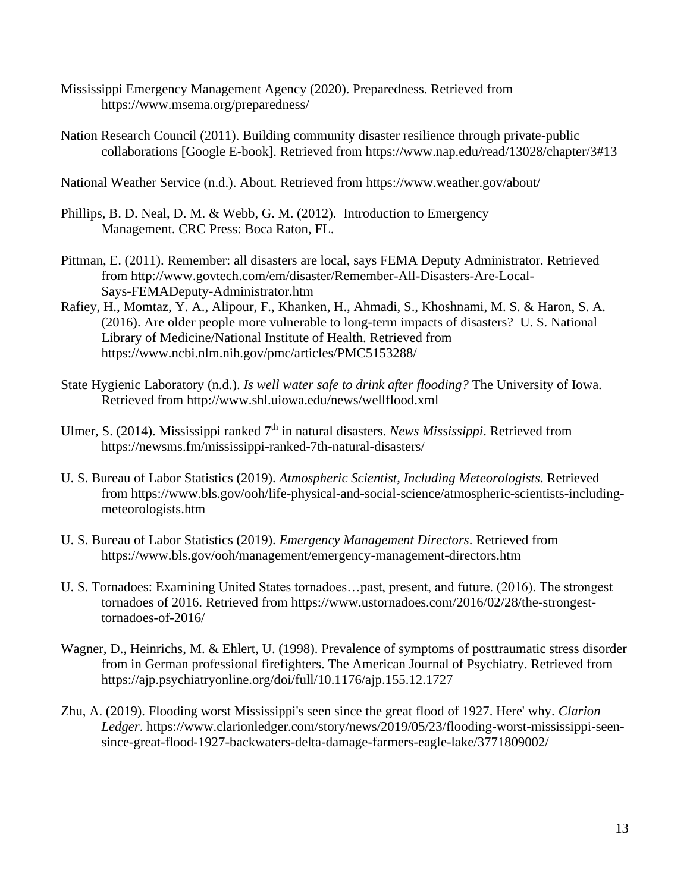Mississippi Emergency Management Agency (2020). Preparedness. Retrieved from https://www.msema.org/preparedness/

Nation Research Council (2011). Building community disaster resilience through private-public collaborations [Google E-book]. Retrieved from https://www.nap.edu/read/13028/chapter/3#13

National Weather Service (n.d.). About. Retrieved from https://www.weather.gov/about/

Phillips, B. D. Neal, D. M. & Webb, G. M. (2012). Introduction to Emergency Management. CRC Press: Boca Raton, FL.

Pittman, E. (2011). Remember: all disasters are local, says FEMA Deputy Administrator. Retrieved from http://www.govtech.com/em/disaster/Remember-All-Disasters-Are-Local-Says-FEMADeputy-Administrator.htm

Rafiey, H., Momtaz, Y. A., Alipour, F., Khanken, H., Ahmadi, S., Khoshnami, M. S. & Haron, S. A. (2016). Are older people more vulnerable to long-term impacts of disasters? U. S. National Library of Medicine/National Institute of Health. Retrieved from https://www.ncbi.nlm.nih.gov/pmc/articles/PMC5153288/

State Hygienic Laboratory (n.d.). *Is well water safe to drink after flooding?* The University of Iowa. Retrieved from http://www.shl.uiowa.edu/news/wellflood.xml

Ulmer, S. (2014). Mississippi ranked 7th in natural disasters. *News Mississippi*. Retrieved from https://newsms.fm/mississippi-ranked-7th-natural-disasters/

U. S. Bureau of Labor Statistics (2019). *Atmospheric Scientist, Including Meteorologists*. Retrieved from https://www.bls.gov/ooh/life-physical-and-social-science/atmospheric-scientists-including-meteorologists.htm

U. S. Bureau of Labor Statistics (2019). *Emergency Management Directors*. Retrieved from https://www.bls.gov/ooh/management/emergency-management-directors.htm

U. S. Tornadoes: Examining United States tornadoes…past, present, and future. (2016). The strongest tornadoes of 2016. Retrieved from https://www.ustornadoes.com/2016/02/28/the-strongest-tornadoes-of-2016/

Wagner, D., Heinrichs, M. & Ehlert, U. (1998). Prevalence of symptoms of posttraumatic stress disorder from in German professional firefighters. The American Journal of Psychiatry. Retrieved from https://ajp.psychiatryonline.org/doi/full/10.1176/ajp.155.12.1727

Zhu, A. (2019). Flooding worst Mississippi's seen since the great flood of 1927. Here' why. *Clarion Ledger*. https://www.clarionledger.com/story/news/2019/05/23/flooding-worst-mississippi-seen-since-great-flood-1927-backwaters-delta-damage-farmers-eagle-lake/3771809002/